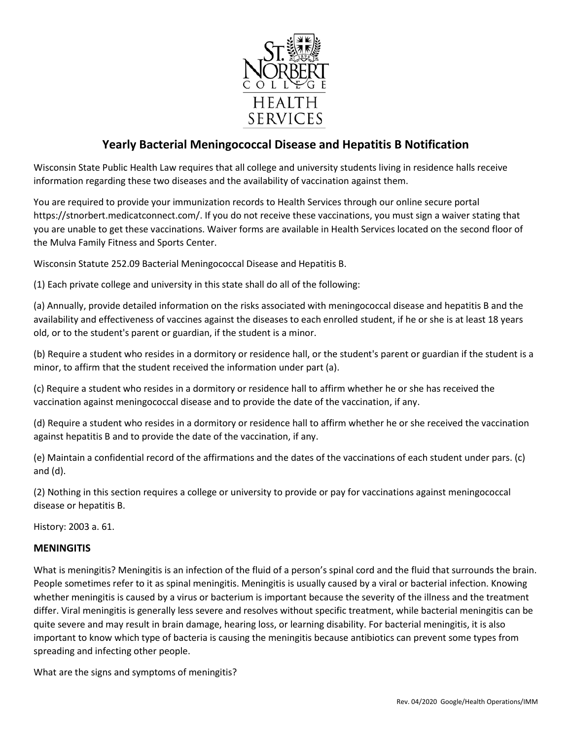# Yearly Bacterial Meningococcal Disease and Hepatitis B Notification

Wisconsin State Public Health Law requires that all college and university students living in residence halls receive information regarding these two diseases and the availability of vaccination against them.

You are required to provide your immunization records to Health Services through our online secure portal https://stnorbert.medicatconnect.com/. If you do not receive these vaccinations, you must sign a waiver stating that you are unable to get these vaccinations. Waiver forms are available in Health Services located on the second floor of the Mulva Family Fitness and Sports Center.

Wisconsin Statute 252.09 Bacterial Meningococcal Disease and Hepatitis B.

(1) Each private college and university in this state shall do all of the following:

(a) Annually, provide detailed information on the risks associated with meningococcal disease and hepatitis B and the availability and effectiveness of vaccines against the diseases to each enrolled student, if he or she is at least 18 years old, or to the student's parent or guardian, if the student is a minor.

(b) Require a student who resides in a dormitory or residence hall, or the student's parent or guardian if the student is a minor, to affirm that the student received the information under part (a).

(c) Require a student who resides in a dormitory or residence hall to affirm whether he or she has received the vaccination against meningococcal disease and to provide the date of the vaccination, if any.

(d) Require a student who resides in a dormitory or residence hall to affirm whether he or she received the vaccination against hepatitis B and to provide the date of the vaccination, if any.

(e) Maintain a confidential record of the affirmations and the dates of the vaccinations of each student under pars. (c) and (d).

(2) Nothing in this section requires a college or university to provide or pay for vaccinations against meningococcal disease or hepatitis B.

History: 2003 a. 61.

## MENINGITIS

What is meningitis? Meningitis is an infection of the fluid of a person's spinal cord and the fluid that surrounds the brain. People sometimes refer to it as spinal meningitis. Meningitis is usually caused by a viral or bacterial infection. Knowing whether meningitis is caused by a virus or bacterium is important because the severity of the illness and the treatment differ. Viral meningitis is generally less severe and resolves without specific treatment, while bacterial meningitis can be quite severe and may result in brain damage, hearing loss, or learning disability. For bacterial meningitis, it is also important to know which type of bacteria is causing the meningitis because antibiotics can prevent some types from spreading and infecting other people.

What are the signs and symptoms of meningitis?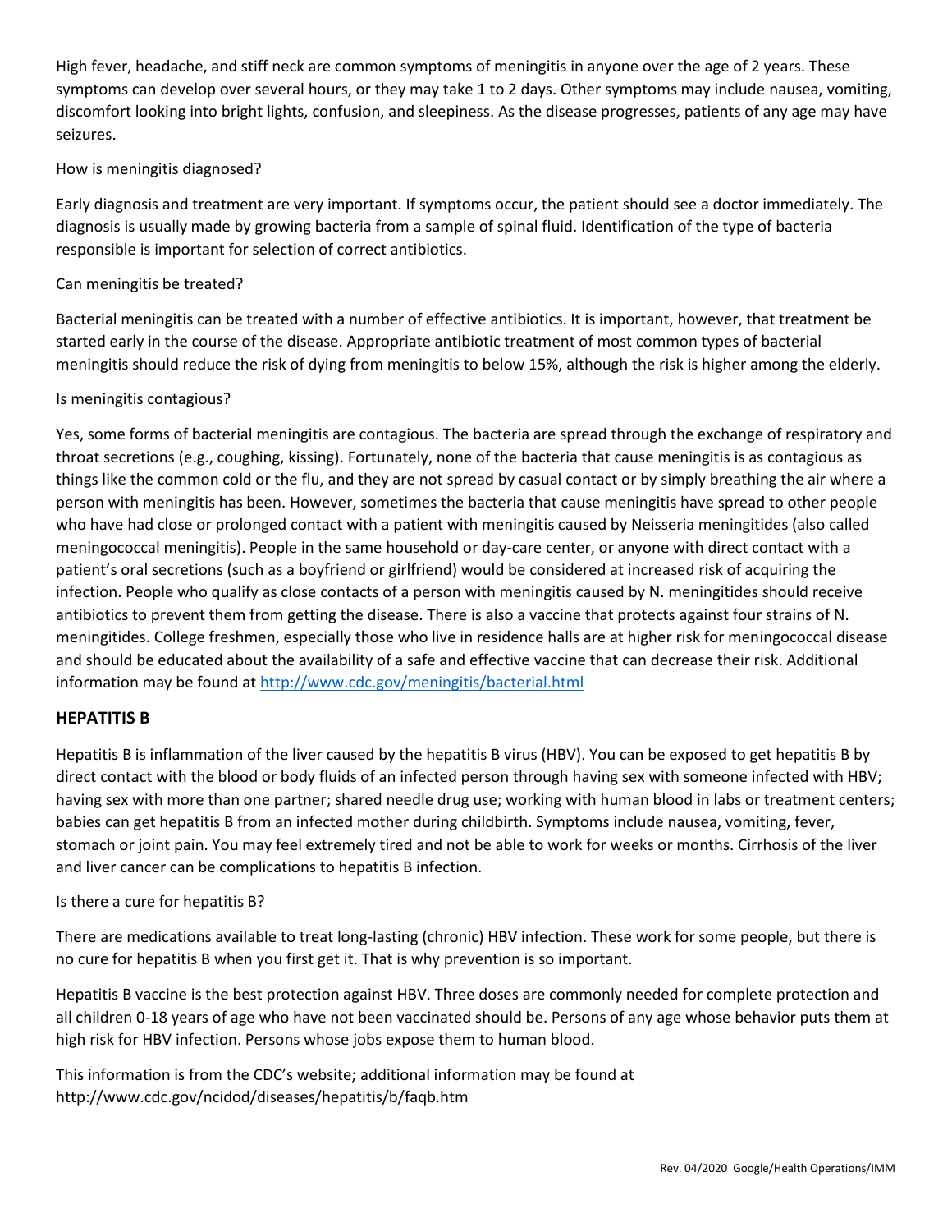High fever, headache, and stiff neck are common symptoms of meningitis in anyone over the age of 2 years. These symptoms can develop over several hours, or they may take 1 to 2 days. Other symptoms may include nausea, vomiting, discomfort looking into bright lights, confusion, and sleepiness. As the disease progresses, patients of any age may have seizures.

How is meningitis diagnosed?

Early diagnosis and treatment are very important. If symptoms occur, the patient should see a doctor immediately. The diagnosis is usually made by growing bacteria from a sample of spinal fluid. Identification of the type of bacteria responsible is important for selection of correct antibiotics.

Can meningitis be treated?

Bacterial meningitis can be treated with a number of effective antibiotics. It is important, however, that treatment be started early in the course of the disease. Appropriate antibiotic treatment of most common types of bacterial meningitis should reduce the risk of dying from meningitis to below 15%, although the risk is higher among the elderly.

Is meningitis contagious?

Yes, some forms of bacterial meningitis are contagious. The bacteria are spread through the exchange of respiratory and throat secretions (e.g., coughing, kissing). Fortunately, none of the bacteria that cause meningitis is as contagious as things like the common cold or the flu, and they are not spread by casual contact or by simply breathing the air where a person with meningitis has been. However, sometimes the bacteria that cause meningitis have spread to other people who have had close or prolonged contact with a patient with meningitis caused by Neisseria meningitides (also called meningococcal meningitis). People in the same household or day-care center, or anyone with direct contact with a patient's oral secretions (such as a boyfriend or girlfriend) would be considered at increased risk of acquiring the infection. People who qualify as close contacts of a person with meningitis caused by N. meningitides should receive antibiotics to prevent them from getting the disease. There is also a vaccine that protects against four strains of N. meningitides. College freshmen, especially those who live in residence halls are at higher risk for meningococcal disease and should be educated about the availability of a safe and effective vaccine that can decrease their risk. Additional information may be found at http://www.cdc.gov/meningitis/bacterial.html

## HEPATITIS B

Hepatitis B is inflammation of the liver caused by the hepatitis B virus (HBV). You can be exposed to get hepatitis B by direct contact with the blood or body fluids of an infected person through having sex with someone infected with HBV; having sex with more than one partner; shared needle drug use; working with human blood in labs or treatment centers; babies can get hepatitis B from an infected mother during childbirth. Symptoms include nausea, vomiting, fever, stomach or joint pain. You may feel extremely tired and not be able to work for weeks or months. Cirrhosis of the liver and liver cancer can be complications to hepatitis B infection.

Is there a cure for hepatitis B?

There are medications available to treat long-lasting (chronic) HBV infection. These work for some people, but there is no cure for hepatitis B when you first get it. That is why prevention is so important.

Hepatitis B vaccine is the best protection against HBV. Three doses are commonly needed for complete protection and all children 0-18 years of age who have not been vaccinated should be. Persons of any age whose behavior puts them at high risk for HBV infection. Persons whose jobs expose them to human blood.

This information is from the CDC's website; additional information may be found at http://www.cdc.gov/ncidod/diseases/hepatitis/b/faqb.htm

Rev. 04/2020 Google/Health Operations/IMM